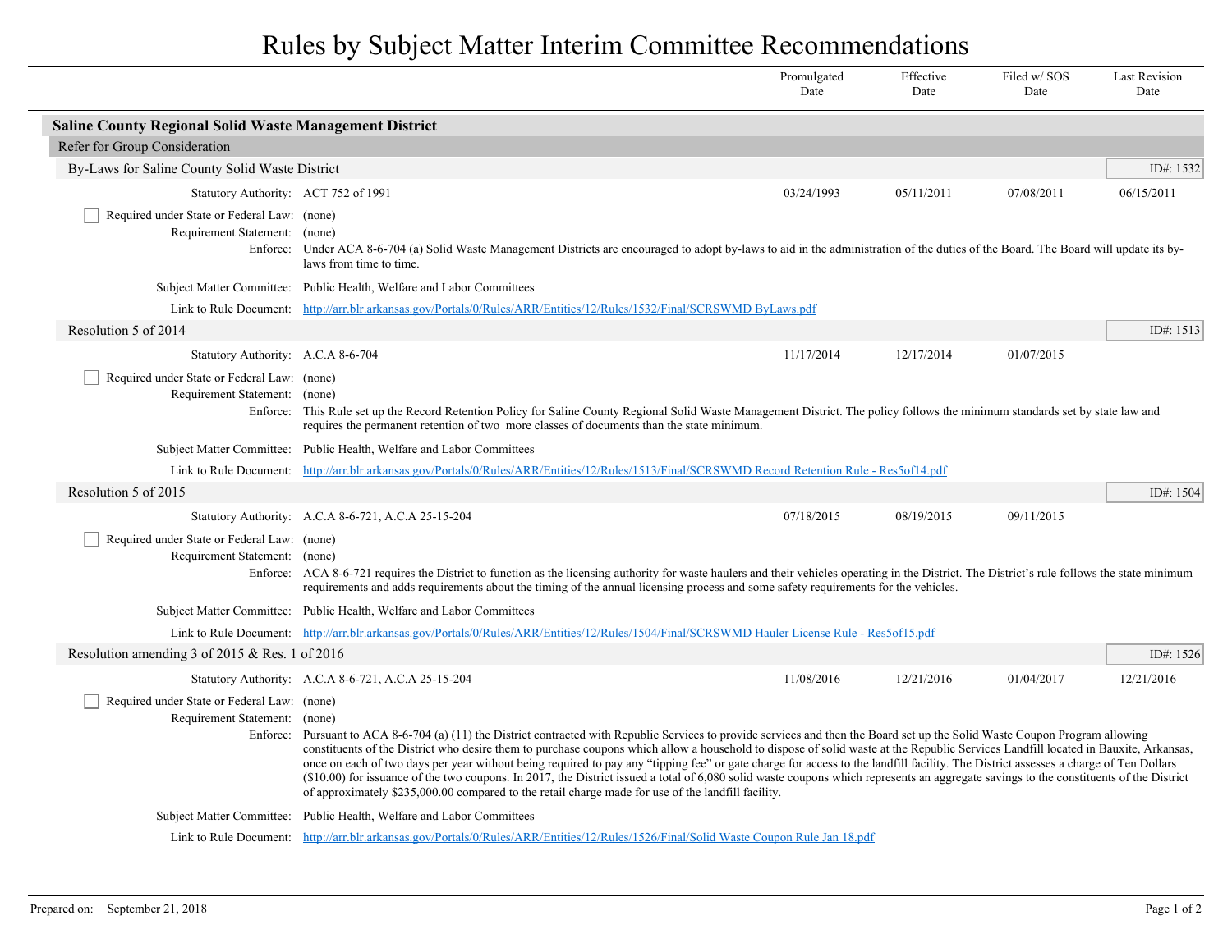# Rules by Subject Matter Interim Committee Recommendations

| | Promulgated Date | Effective Date | Filed w/ SOS Date | Last Revision Date |
|---|---|---|---|---|

## Saline County Regional Solid Waste Management District

### Refer for Group Consideration

#### By-Laws for Saline County Solid Waste District

ID#: 1532

| | Promulgated Date | Effective Date | Filed w/ SOS Date | Last Revision Date |
|---|---|---|---|---|
| Statutory Authority: ACT 752 of 1991 | 03/24/1993 | 05/11/2011 | 07/08/2011 | 06/15/2011 |

☐ Required under State or Federal Law: (none)

Requirement Statement: (none)

Enforce: Under ACA 8-6-704 (a) Solid Waste Management Districts are encouraged to adopt by-laws to aid in the administration of the duties of the Board. The Board will update its by-laws from time to time.

Subject Matter Committee: Public Health, Welfare and Labor Committees

Link to Rule Document: http://arr.blr.arkansas.gov/Portals/0/Rules/ARR/Entities/12/Rules/1532/Final/SCRSWMD ByLaws.pdf

#### Resolution 5 of 2014

ID#: 1513

| | Promulgated Date | Effective Date | Filed w/ SOS Date | Last Revision Date |
|---|---|---|---|---|
| Statutory Authority: A.C.A 8-6-704 | 11/17/2014 | 12/17/2014 | 01/07/2015 | |

☐ Required under State or Federal Law: (none)

Requirement Statement: (none)

Enforce: This Rule set up the Record Retention Policy for Saline County Regional Solid Waste Management District. The policy follows the minimum standards set by state law and requires the permanent retention of two more classes of documents than the state minimum.

Subject Matter Committee: Public Health, Welfare and Labor Committees

Link to Rule Document: http://arr.blr.arkansas.gov/Portals/0/Rules/ARR/Entities/12/Rules/1513/Final/SCRSWMD Record Retention Rule - Res5of14.pdf

#### Resolution 5 of 2015

ID#: 1504

| | Promulgated Date | Effective Date | Filed w/ SOS Date | Last Revision Date |
|---|---|---|---|---|
| Statutory Authority: A.C.A 8-6-721, A.C.A 25-15-204 | 07/18/2015 | 08/19/2015 | 09/11/2015 | |

☐ Required under State or Federal Law: (none)

Requirement Statement: (none)

Enforce: ACA 8-6-721 requires the District to function as the licensing authority for waste haulers and their vehicles operating in the District. The District's rule follows the state minimum requirements and adds requirements about the timing of the annual licensing process and some safety requirements for the vehicles.

Subject Matter Committee: Public Health, Welfare and Labor Committees

Link to Rule Document: http://arr.blr.arkansas.gov/Portals/0/Rules/ARR/Entities/12/Rules/1504/Final/SCRSWMD Hauler License Rule - Res5of15.pdf

#### Resolution amending 3 of 2015 & Res. 1 of 2016

ID#: 1526

| | Promulgated Date | Effective Date | Filed w/ SOS Date | Last Revision Date |
|---|---|---|---|---|
| Statutory Authority: A.C.A 8-6-721, A.C.A 25-15-204 | 11/08/2016 | 12/21/2016 | 01/04/2017 | 12/21/2016 |

☐ Required under State or Federal Law: (none)

Requirement Statement: (none)

Enforce: Pursuant to ACA 8-6-704 (a) (11) the District contracted with Republic Services to provide services and then the Board set up the Solid Waste Coupon Program allowing constituents of the District who desire them to purchase coupons which allow a household to dispose of solid waste at the Republic Services Landfill located in Bauxite, Arkansas, once on each of two days per year without being required to pay any "tipping fee" or gate charge for access to the landfill facility. The District assesses a charge of Ten Dollars ($10.00) for issuance of the two coupons. In 2017, the District issued a total of 6,080 solid waste coupons which represents an aggregate savings to the constituents of the District of approximately $235,000.00 compared to the retail charge made for use of the landfill facility.

Subject Matter Committee: Public Health, Welfare and Labor Committees

Link to Rule Document: http://arr.blr.arkansas.gov/Portals/0/Rules/ARR/Entities/12/Rules/1526/Final/Solid Waste Coupon Rule Jan 18.pdf

Prepared on: September 21, 2018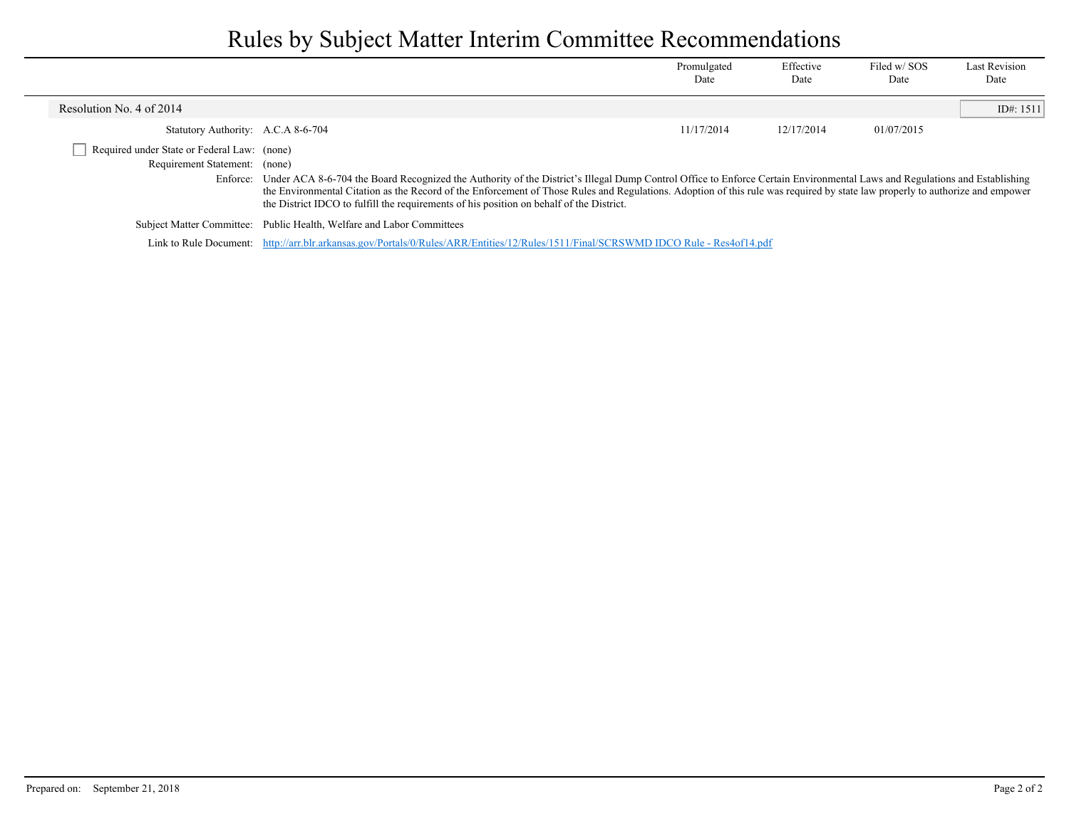# Rules by Subject Matter Interim Committee Recommendations

| | Promulgated Date | Effective Date | Filed w/ SOS Date | Last Revision Date |
|---|---|---|---|---|
| **Resolution No. 4 of 2014** | | | | ID#: 1511 |
| Statutory Authority: A.C.A 8-6-704 | 11/17/2014 | 12/17/2014 | 01/07/2015 | |

☐ Required under State or Federal Law: (none)

Requirement Statement: (none)

Enforce: Under ACA 8-6-704 the Board Recognized the Authority of the District's Illegal Dump Control Office to Enforce Certain Environmental Laws and Regulations and Establishing the Environmental Citation as the Record of the Enforcement of Those Rules and Regulations. Adoption of this rule was required by state law properly to authorize and empower the District IDCO to fulfill the requirements of his position on behalf of the District.

Subject Matter Committee: Public Health, Welfare and Labor Committees

Link to Rule Document: http://arr.blr.arkansas.gov/Portals/0/Rules/ARR/Entities/12/Rules/1511/Final/SCRSWMD IDCO Rule - Res4of14.pdf

Prepared on: September 21, 2018